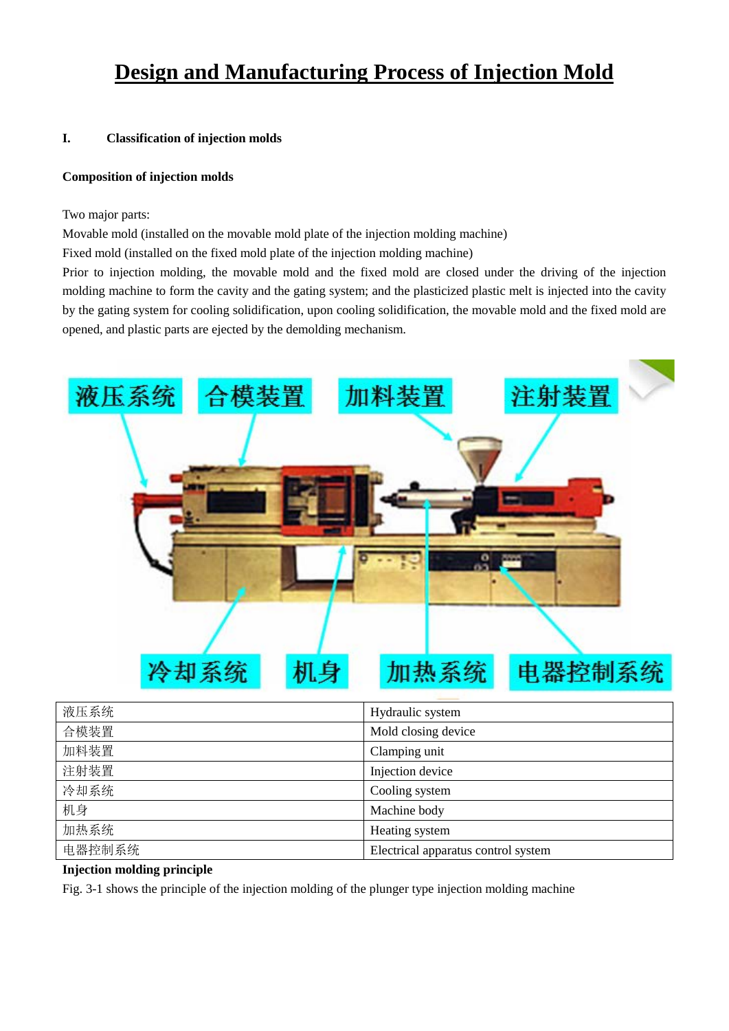# Design and Manufacturing Process of Injection Mold

## I. Classification of injection molds

**Composition of injection molds**

Two major parts:

Movable mold (installed on the movable mold plate of the injection molding machine)

Fixed mold (installed on the fixed mold plate of the injection molding machine)

Prior to injection molding, the movable mold and the fixed mold are closed under the driving of the injection molding machine to form the cavity and the gating system; and the plasticized plastic melt is injected into the cavity by the gating system for cooling solidification, upon cooling solidification, the movable mold and the fixed mold are opened, and plastic parts are ejected by the demolding mechanism.

| 液压系统 | Hydraulic system |
|---|---|
| 合模装置 | Mold closing device |
| 加料装置 | Clamping unit |
| 注射装置 | Injection device |
| 冷却系统 | Cooling system |
| 机身 | Machine body |
| 加热系统 | Heating system |
| 电器控制系统 | Electrical apparatus control system |

**Injection molding principle**

Fig. 3-1 shows the principle of the injection molding of the plunger type injection molding machine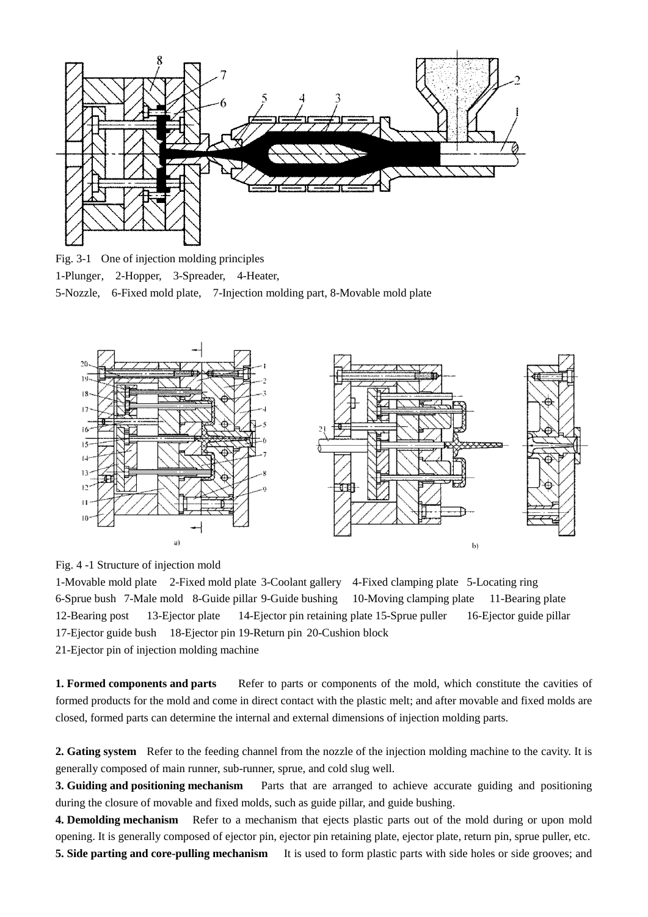Fig. 3-1 One of injection molding principles

1-Plunger, 2-Hopper, 3-Spreader, 4-Heater,

5-Nozzle, 6-Fixed mold plate, 7-Injection molding part, 8-Movable mold plate

Fig. 4 -1 Structure of injection mold

1-Movable mold plate 2-Fixed mold plate 3-Coolant gallery 4-Fixed clamping plate 5-Locating ring
6-Sprue bush 7-Male mold 8-Guide pillar 9-Guide bushing 10-Moving clamping plate 11-Bearing plate
12-Bearing post 13-Ejector plate 14-Ejector pin retaining plate 15-Sprue puller 16-Ejector guide pillar
17-Ejector guide bush 18-Ejector pin 19-Return pin 20-Cushion block
21-Ejector pin of injection molding machine

**1. Formed components and parts** Refer to parts or components of the mold, which constitute the cavities of formed products for the mold and come in direct contact with the plastic melt; and after movable and fixed molds are closed, formed parts can determine the internal and external dimensions of injection molding parts.

**2. Gating system** Refer to the feeding channel from the nozzle of the injection molding machine to the cavity. It is generally composed of main runner, sub-runner, sprue, and cold slug well.

**3. Guiding and positioning mechanism** Parts that are arranged to achieve accurate guiding and positioning during the closure of movable and fixed molds, such as guide pillar, and guide bushing.

**4. Demolding mechanism** Refer to a mechanism that ejects plastic parts out of the mold during or upon mold opening. It is generally composed of ejector pin, ejector pin retaining plate, ejector plate, return pin, sprue puller, etc.

**5. Side parting and core-pulling mechanism** It is used to form plastic parts with side holes or side grooves; and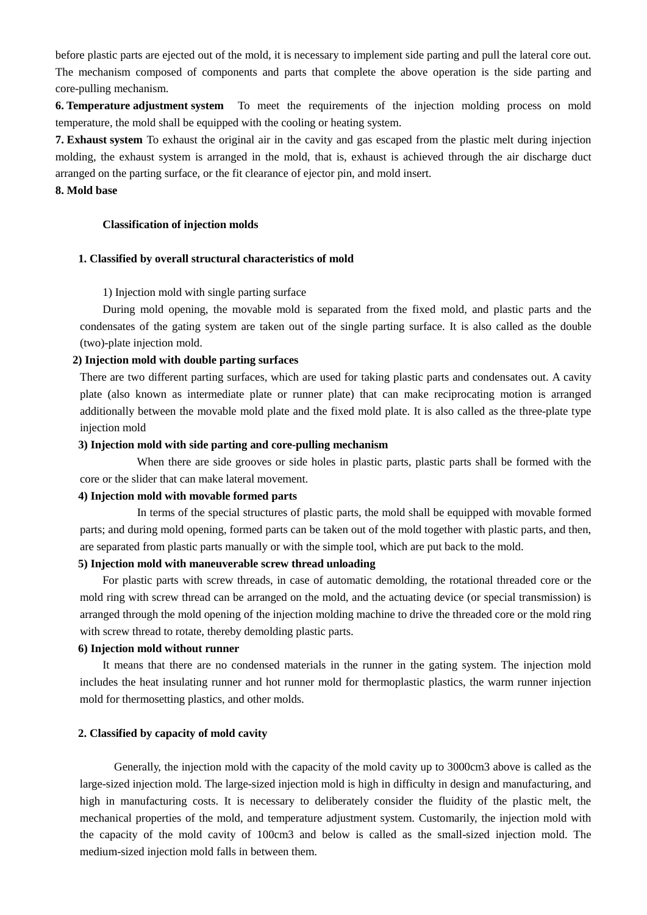before plastic parts are ejected out of the mold, it is necessary to implement side parting and pull the lateral core out. The mechanism composed of components and parts that complete the above operation is the side parting and core-pulling mechanism.

**6. Temperature adjustment system** To meet the requirements of the injection molding process on mold temperature, the mold shall be equipped with the cooling or heating system.

**7. Exhaust system** To exhaust the original air in the cavity and gas escaped from the plastic melt during injection molding, the exhaust system is arranged in the mold, that is, exhaust is achieved through the air discharge duct arranged on the parting surface, or the fit clearance of ejector pin, and mold insert.

**8. Mold base**

## Classification of injection molds

### 1. Classified by overall structural characteristics of mold

1) Injection mold with single parting surface

During mold opening, the movable mold is separated from the fixed mold, and plastic parts and the condensates of the gating system are taken out of the single parting surface. It is also called as the double (two)-plate injection mold.

**2) Injection mold with double parting surfaces**

There are two different parting surfaces, which are used for taking plastic parts and condensates out. A cavity plate (also known as intermediate plate or runner plate) that can make reciprocating motion is arranged additionally between the movable mold plate and the fixed mold plate. It is also called as the three-plate type injection mold

**3) Injection mold with side parting and core-pulling mechanism**

When there are side grooves or side holes in plastic parts, plastic parts shall be formed with the core or the slider that can make lateral movement.

**4) Injection mold with movable formed parts**

In terms of the special structures of plastic parts, the mold shall be equipped with movable formed parts; and during mold opening, formed parts can be taken out of the mold together with plastic parts, and then, are separated from plastic parts manually or with the simple tool, which are put back to the mold.

**5) Injection mold with maneuverable screw thread unloading**

For plastic parts with screw threads, in case of automatic demolding, the rotational threaded core or the mold ring with screw thread can be arranged on the mold, and the actuating device (or special transmission) is arranged through the mold opening of the injection molding machine to drive the threaded core or the mold ring with screw thread to rotate, thereby demolding plastic parts.

**6) Injection mold without runner**

It means that there are no condensed materials in the runner in the gating system. The injection mold includes the heat insulating runner and hot runner mold for thermoplastic plastics, the warm runner injection mold for thermosetting plastics, and other molds.

### 2. Classified by capacity of mold cavity

Generally, the injection mold with the capacity of the mold cavity up to 3000cm3 above is called as the large-sized injection mold. The large-sized injection mold is high in difficulty in design and manufacturing, and high in manufacturing costs. It is necessary to deliberately consider the fluidity of the plastic melt, the mechanical properties of the mold, and temperature adjustment system. Customarily, the injection mold with the capacity of the mold cavity of 100cm3 and below is called as the small-sized injection mold. The medium-sized injection mold falls in between them.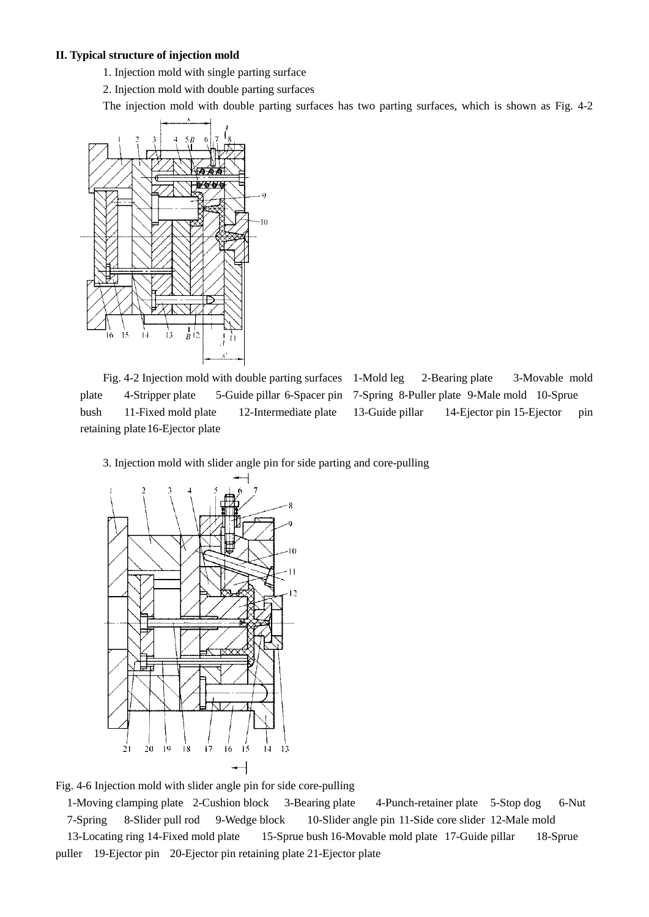**II. Typical structure of injection mold**

1. Injection mold with single parting surface

2. Injection mold with double parting surfaces

The injection mold with double parting surfaces has two parting surfaces, which is shown as Fig. 4-2

Fig. 4-2 Injection mold with double parting surfaces 1-Mold leg 2-Bearing plate 3-Movable mold plate 4-Stripper plate 5-Guide pillar 6-Spacer pin 7-Spring 8-Puller plate 9-Male mold 10-Sprue bush 11-Fixed mold plate 12-Intermediate plate 13-Guide pillar 14-Ejector pin 15-Ejector pin retaining plate 16-Ejector plate

3. Injection mold with slider angle pin for side parting and core-pulling

Fig. 4-6 Injection mold with slider angle pin for side core-pulling

1-Moving clamping plate 2-Cushion block 3-Bearing plate 4-Punch-retainer plate 5-Stop dog 6-Nut 7-Spring 8-Slider pull rod 9-Wedge block 10-Slider angle pin 11-Side core slider 12-Male mold 13-Locating ring 14-Fixed mold plate 15-Sprue bush 16-Movable mold plate 17-Guide pillar 18-Sprue puller 19-Ejector pin 20-Ejector pin retaining plate 21-Ejector plate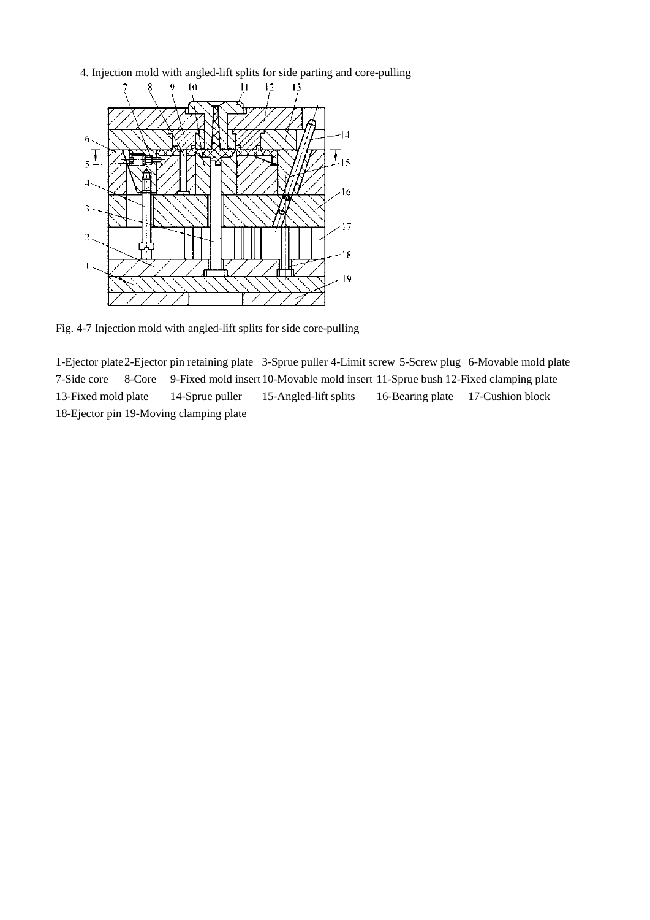4. Injection mold with angled-lift splits for side parting and core-pulling

7 8 9 10 11 12 13

6 5 4 3 2 1

14 15 16 17 18 19

Fig. 4-7 Injection mold with angled-lift splits for side core-pulling

1-Ejector plate 2-Ejector pin retaining plate 3-Sprue puller 4-Limit screw 5-Screw plug 6-Movable mold plate 7-Side core 8-Core 9-Fixed mold insert 10-Movable mold insert 11-Sprue bush 12-Fixed clamping plate 13-Fixed mold plate 14-Sprue puller 15-Angled-lift splits 16-Bearing plate 17-Cushion block 18-Ejector pin 19-Moving clamping plate